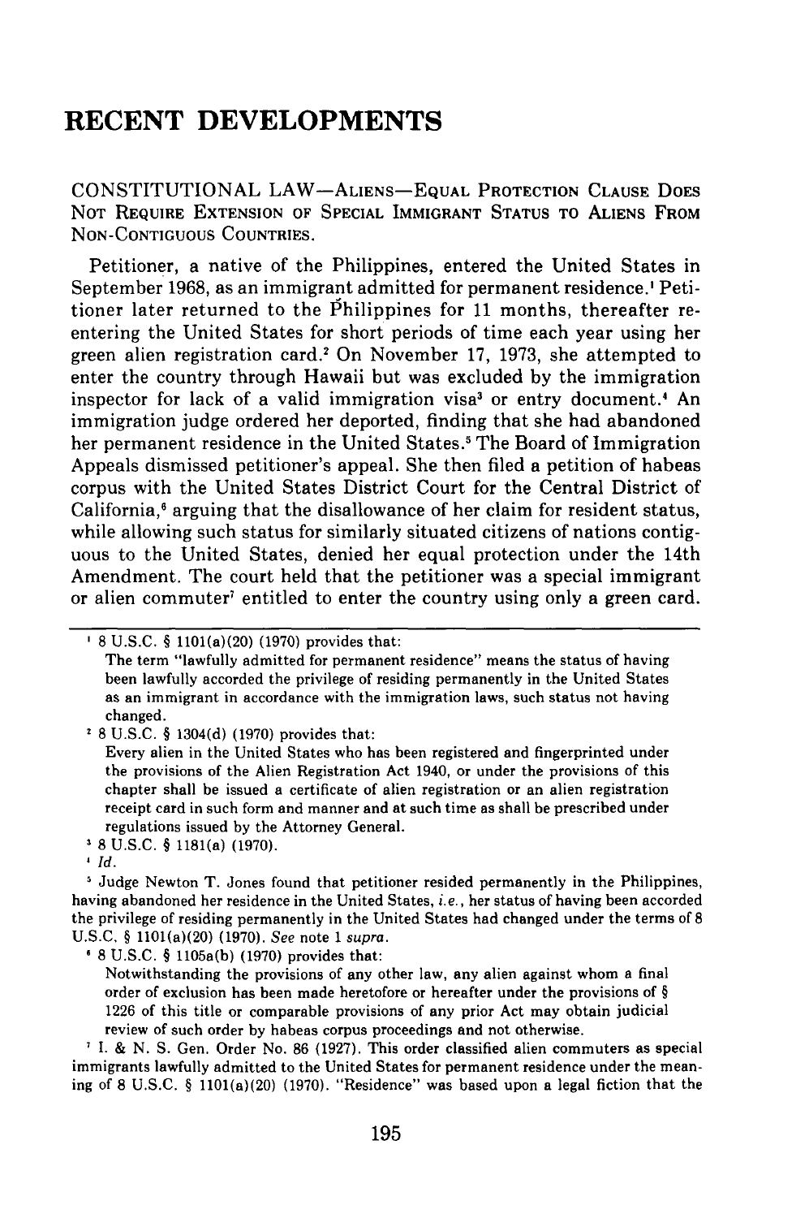# RECENT DEVELOPMENTS

CONSTITUTIONAL LAW—ALIENS—EQUAL PROTECTION CLAUSE DOES NOT REQUIRE EXTENSION OF SPECIAL IMMIGRANT STATUS TO ALIENS FROM NON-CONTIGUOUS COUNTRIES.

Petitioner, a native of the Philippines, entered the United States in September 1968, as an immigrant admitted for permanent residence.[1] Petitioner later returned to the Philippines for 11 months, thereafter re-entering the United States for short periods of time each year using her green alien registration card.[2] On November 17, 1973, she attempted to enter the country through Hawaii but was excluded by the immigration inspector for lack of a valid immigration visa[3] or entry document.[4] An immigration judge ordered her deported, finding that she had abandoned her permanent residence in the United States.[5] The Board of Immigration Appeals dismissed petitioner's appeal. She then filed a petition of habeas corpus with the United States District Court for the Central District of California,[6] arguing that the disallowance of her claim for resident status, while allowing such status for similarly situated citizens of nations contiguous to the United States, denied her equal protection under the 14th Amendment. The court held that the petitioner was a special immigrant or alien commuter[7] entitled to enter the country using only a green card.

---

[1] 8 U.S.C. § 1101(a)(20) (1970) provides that:

The term "lawfully admitted for permanent residence" means the status of having been lawfully accorded the privilege of residing permanently in the United States as an immigrant in accordance with the immigration laws, such status not having changed.

[2] 8 U.S.C. § 1304(d) (1970) provides that:

Every alien in the United States who has been registered and fingerprinted under the provisions of the Alien Registration Act 1940, or under the provisions of this chapter shall be issued a certificate of alien registration or an alien registration receipt card in such form and manner and at such time as shall be prescribed under regulations issued by the Attorney General.

[3] 8 U.S.C. § 1181(a) (1970).

[4] *Id.*

[5] Judge Newton T. Jones found that petitioner resided permanently in the Philippines, having abandoned her residence in the United States, *i.e.*, her status of having been accorded the privilege of residing permanently in the United States had changed under the terms of 8 U.S.C. § 1101(a)(20) (1970). *See* note 1 *supra*.

[6] 8 U.S.C. § 1105a(b) (1970) provides that:

Notwithstanding the provisions of any other law, any alien against whom a final order of exclusion has been made heretofore or hereafter under the provisions of § 1226 of this title or comparable provisions of any prior Act may obtain judicial review of such order by habeas corpus proceedings and not otherwise.

[7] I. & N. S. Gen. Order No. 86 (1927). This order classified alien commuters as special immigrants lawfully admitted to the United States for permanent residence under the meaning of 8 U.S.C. § 1101(a)(20) (1970). "Residence" was based upon a legal fiction that the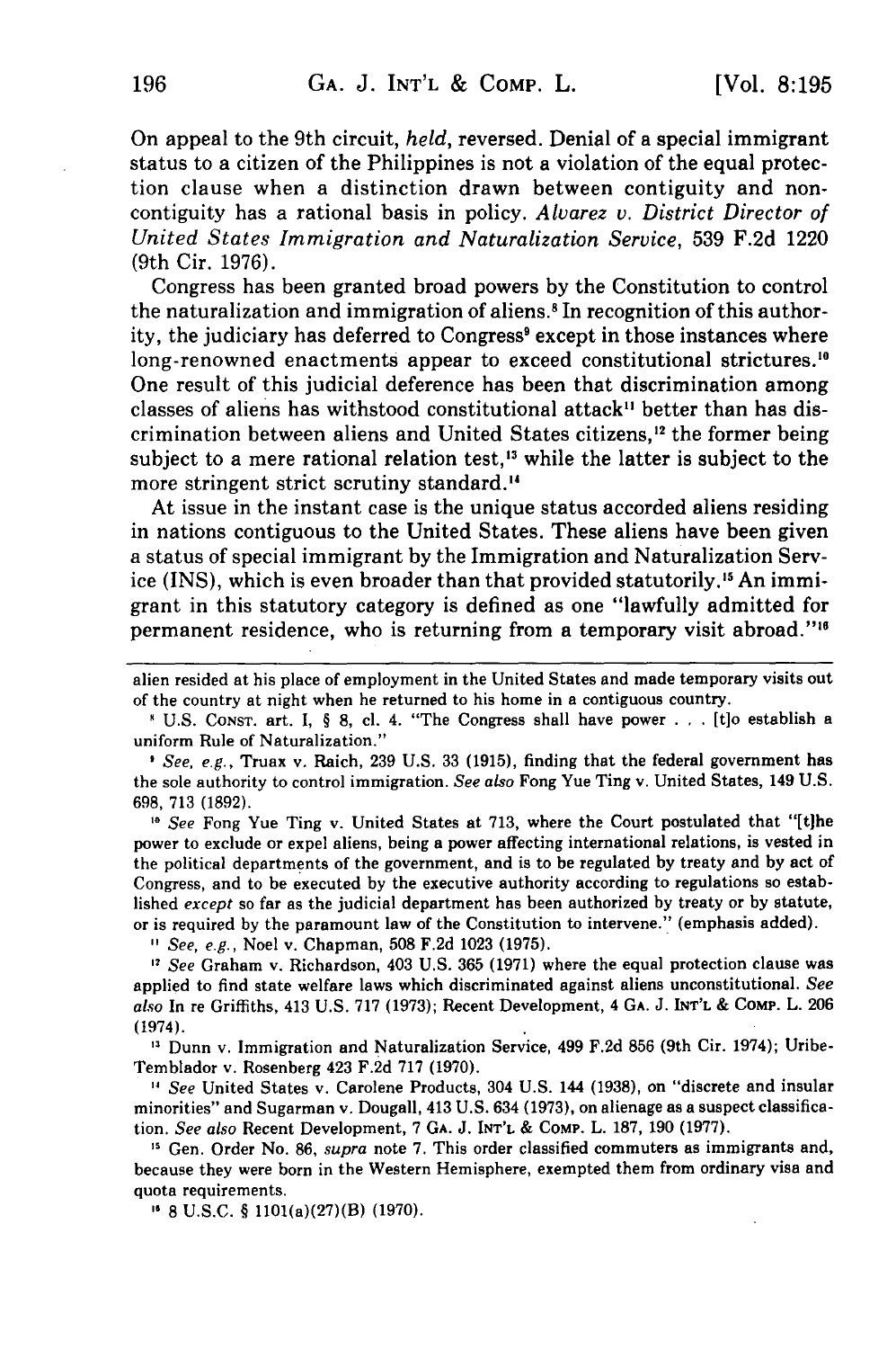On appeal to the 9th circuit, *held*, reversed. Denial of a special immigrant status to a citizen of the Philippines is not a violation of the equal protection clause when a distinction drawn between contiguity and noncontiguity has a rational basis in policy. *Alvarez v. District Director of United States Immigration and Naturalization Service*, 539 F.2d 1220 (9th Cir. 1976).

Congress has been granted broad powers by the Constitution to control the naturalization and immigration of aliens.[8] In recognition of this authority, the judiciary has deferred to Congress[9] except in those instances where long-renowned enactments appear to exceed constitutional strictures.[10] One result of this judicial deference has been that discrimination among classes of aliens has withstood constitutional attack[11] better than has discrimination between aliens and United States citizens,[12] the former being subject to a mere rational relation test,[13] while the latter is subject to the more stringent strict scrutiny standard.[14]

At issue in the instant case is the unique status accorded aliens residing in nations contiguous to the United States. These aliens have been given a status of special immigrant by the Immigration and Naturalization Service (INS), which is even broader than that provided statutorily.[15] An immigrant in this statutory category is defined as one "lawfully admitted for permanent residence, who is returning from a temporary visit abroad."[16]

---

alien resided at his place of employment in the United States and made temporary visits out of the country at night when he returned to his home in a contiguous country.

[8] U.S. CONST. art. I, § 8, cl. 4. "The Congress shall have power . . . [t]o establish a uniform Rule of Naturalization."

[9] *See, e.g.*, Truax v. Raich, 239 U.S. 33 (1915), finding that the federal government has the sole authority to control immigration. *See also* Fong Yue Ting v. United States, 149 U.S. 698, 713 (1892).

[10] *See* Fong Yue Ting v. United States at 713, where the Court postulated that "[t]he power to exclude or expel aliens, being a power affecting international relations, is vested in the political departments of the government, and is to be regulated by treaty and by act of Congress, and to be executed by the executive authority according to regulations so established *except* so far as the judicial department has been authorized by treaty or by statute, or is required by the paramount law of the Constitution to intervene." (emphasis added).

[11] *See, e.g.*, Noel v. Chapman, 508 F.2d 1023 (1975).

[12] *See* Graham v. Richardson, 403 U.S. 365 (1971) where the equal protection clause was applied to find state welfare laws which discriminated against aliens unconstitutional. *See also* In re Griffiths, 413 U.S. 717 (1973); Recent Development, 4 GA. J. INT'L & COMP. L. 206 (1974).

[13] Dunn v. Immigration and Naturalization Service, 499 F.2d 856 (9th Cir. 1974); Uribe-Temblador v. Rosenberg 423 F.2d 717 (1970).

[14] *See* United States v. Carolene Products, 304 U.S. 144 (1938), on "discrete and insular minorities" and Sugarman v. Dougall, 413 U.S. 634 (1973), on alienage as a suspect classification. *See also* Recent Development, 7 GA. J. INT'L & COMP. L. 187, 190 (1977).

[15] Gen. Order No. 86, *supra* note 7. This order classified commuters as immigrants and, because they were born in the Western Hemisphere, exempted them from ordinary visa and quota requirements.

[16] 8 U.S.C. § 1101(a)(27)(B) (1970).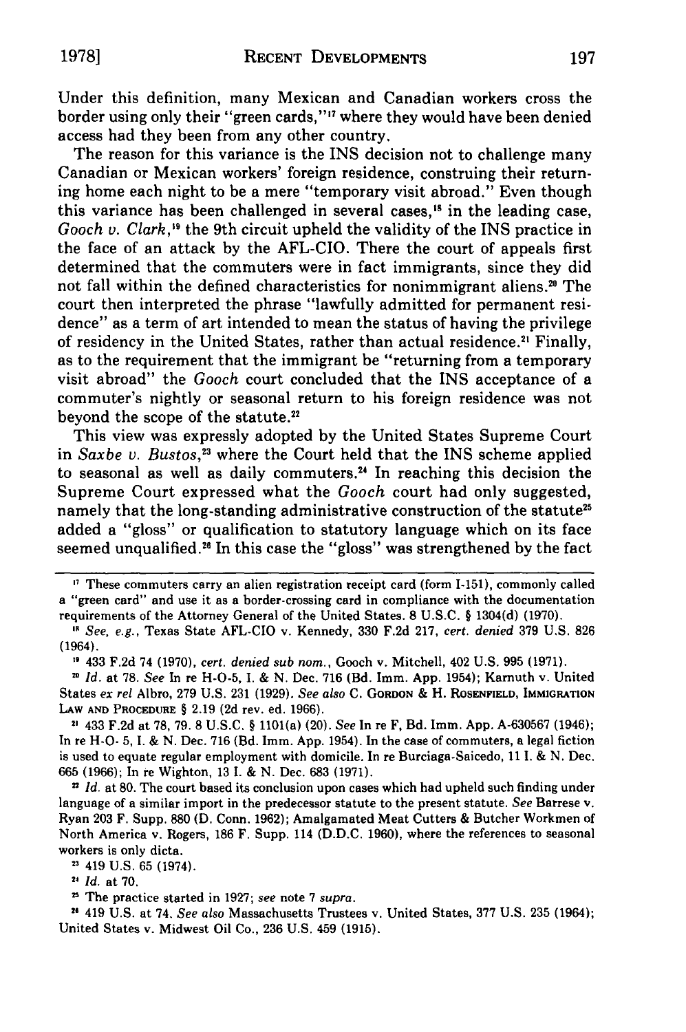Under this definition, many Mexican and Canadian workers cross the border using only their "green cards,"[17] where they would have been denied access had they been from any other country.

The reason for this variance is the INS decision not to challenge many Canadian or Mexican workers' foreign residence, construing their returning home each night to be a mere "temporary visit abroad." Even though this variance has been challenged in several cases,[18] in the leading case, *Gooch v. Clark*,[19] the 9th circuit upheld the validity of the INS practice in the face of an attack by the AFL-CIO. There the court of appeals first determined that the commuters were in fact immigrants, since they did not fall within the defined characteristics for nonimmigrant aliens.[20] The court then interpreted the phrase "lawfully admitted for permanent residence" as a term of art intended to mean the status of having the privilege of residency in the United States, rather than actual residence.[21] Finally, as to the requirement that the immigrant be "returning from a temporary visit abroad" the *Gooch* court concluded that the INS acceptance of a commuter's nightly or seasonal return to his foreign residence was not beyond the scope of the statute.[22]

This view was expressly adopted by the United States Supreme Court in *Saxbe v. Bustos*,[23] where the Court held that the INS scheme applied to seasonal as well as daily commuters.[24] In reaching this decision the Supreme Court expressed what the *Gooch* court had only suggested, namely that the long-standing administrative construction of the statute[25] added a "gloss" or qualification to statutory language which on its face seemed unqualified.[26] In this case the "gloss" was strengthened by the fact

---

[17] These commuters carry an alien registration receipt card (form I-151), commonly called a "green card" and use it as a border-crossing card in compliance with the documentation requirements of the Attorney General of the United States. 8 U.S.C. § 1304(d) (1970).

[18] *See, e.g.*, Texas State AFL-CIO v. Kennedy, 330 F.2d 217, *cert. denied* 379 U.S. 826 (1964).

[19] 433 F.2d 74 (1970), *cert. denied sub nom.*, Gooch v. Mitchell, 402 U.S. 995 (1971).

[20] *Id.* at 78. *See* In re H-O-5, I. & N. Dec. 716 (Bd. Imm. App. 1954); Karnuth v. United States *ex rel* Albro, 279 U.S. 231 (1929). *See also* C. GORDON & H. ROSENFIELD, IMMIGRATION LAW AND PROCEDURE § 2.19 (2d rev. ed. 1966).

[21] 433 F.2d at 78, 79. 8 U.S.C. § 1101(a) (20). *See* In re F, Bd. Imm. App. A-630567 (1946); In re H-O- 5, I. & N. Dec. 716 (Bd. Imm. App. 1954). In the case of commuters, a legal fiction is used to equate regular employment with domicile. In re Burciaga-Saicedo, 11 I. & N. Dec. 665 (1966); In re Wighton, 13 I. & N. Dec. 683 (1971).

[22] *Id.* at 80. The court based its conclusion upon cases which had upheld such finding under language of a similar import in the predecessor statute to the present statute. *See* Barrese v. Ryan 203 F. Supp. 880 (D. Conn. 1962); Amalgamated Meat Cutters & Butcher Workmen of North America v. Rogers, 186 F. Supp. 114 (D.D.C. 1960), where the references to seasonal workers is only dicta.

[23] 419 U.S. 65 (1974).

[24] *Id.* at 70.

[25] The practice started in 1927; *see* note 7 *supra*.

[26] 419 U.S. at 74. *See also* Massachusetts Trustees v. United States, 377 U.S. 235 (1964); United States v. Midwest Oil Co., 236 U.S. 459 (1915).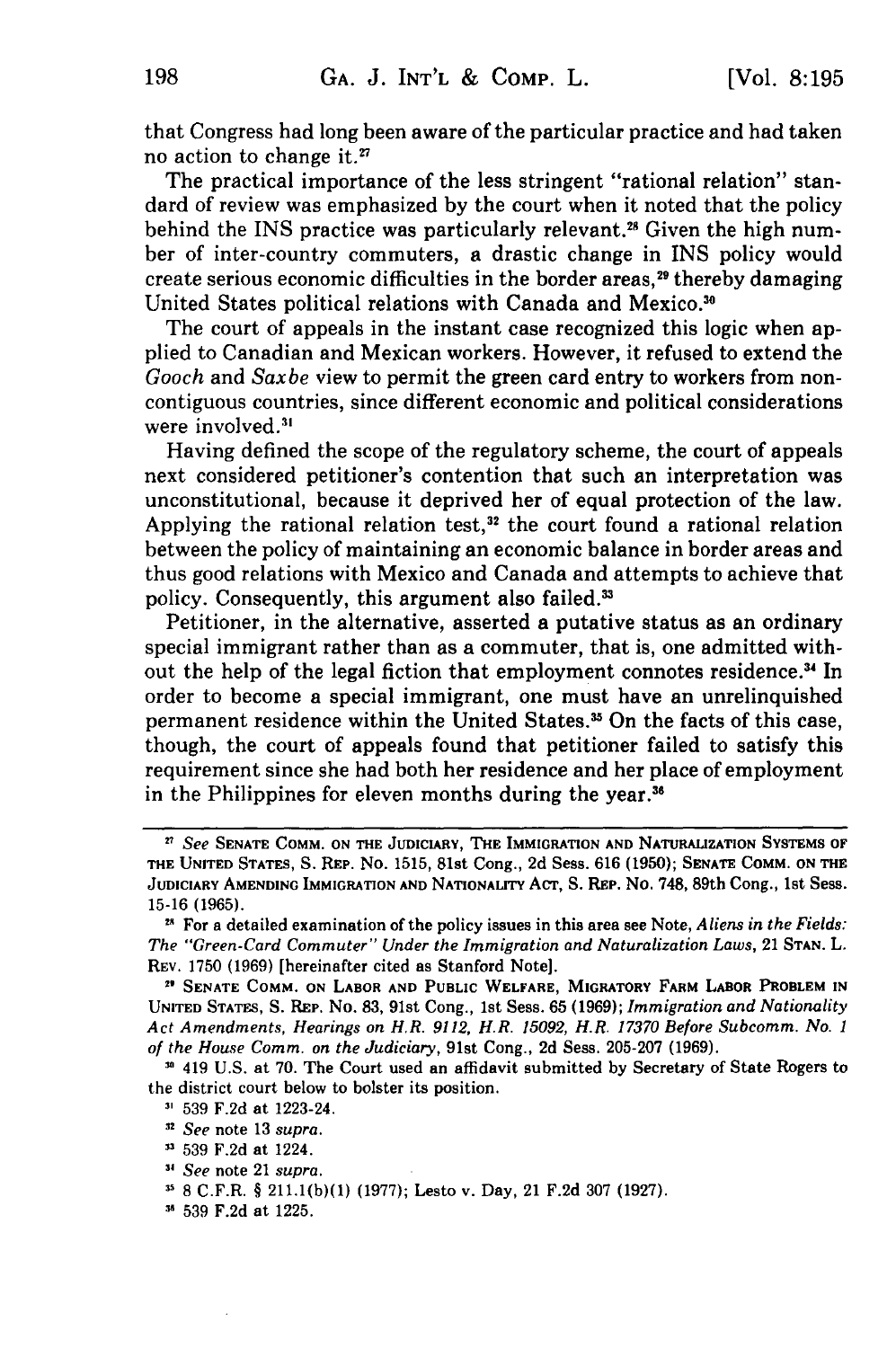that Congress had long been aware of the particular practice and had taken no action to change it.[27]

The practical importance of the less stringent "rational relation" standard of review was emphasized by the court when it noted that the policy behind the INS practice was particularly relevant.[28] Given the high number of inter-country commuters, a drastic change in INS policy would create serious economic difficulties in the border areas,[29] thereby damaging United States political relations with Canada and Mexico.[30]

The court of appeals in the instant case recognized this logic when applied to Canadian and Mexican workers. However, it refused to extend the *Gooch* and *Saxbe* view to permit the green card entry to workers from noncontiguous countries, since different economic and political considerations were involved.[31]

Having defined the scope of the regulatory scheme, the court of appeals next considered petitioner's contention that such an interpretation was unconstitutional, because it deprived her of equal protection of the law. Applying the rational relation test,[32] the court found a rational relation between the policy of maintaining an economic balance in border areas and thus good relations with Mexico and Canada and attempts to achieve that policy. Consequently, this argument also failed.[33]

Petitioner, in the alternative, asserted a putative status as an ordinary special immigrant rather than as a commuter, that is, one admitted without the help of the legal fiction that employment connotes residence.[34] In order to become a special immigrant, one must have an unrelinquished permanent residence within the United States.[35] On the facts of this case, though, the court of appeals found that petitioner failed to satisfy this requirement since she had both her residence and her place of employment in the Philippines for eleven months during the year.[36]

---

[27] *See* SENATE COMM. ON THE JUDICIARY, THE IMMIGRATION AND NATURALIZATION SYSTEMS OF THE UNITED STATES, S. REP. No. 1515, 81st Cong., 2d Sess. 616 (1950); SENATE COMM. ON THE JUDICIARY AMENDING IMMIGRATION AND NATIONALITY ACT, S. REP. No. 748, 89th Cong., 1st Sess. 15-16 (1965).

[28] For a detailed examination of the policy issues in this area see Note, *Aliens in the Fields: The "Green-Card Commuter" Under the Immigration and Naturalization Laws*, 21 STAN. L. REV. 1750 (1969) [hereinafter cited as Stanford Note].

[29] SENATE COMM. ON LABOR AND PUBLIC WELFARE, MIGRATORY FARM LABOR PROBLEM IN UNITED STATES, S. REP. No. 83, 91st Cong., 1st Sess. 65 (1969); *Immigration and Nationality Act Amendments, Hearings on H.R. 9112, H.R. 15092, H.R. 17370 Before Subcomm. No. 1 of the House Comm. on the Judiciary*, 91st Cong., 2d Sess. 205-207 (1969).

[30] 419 U.S. at 70. The Court used an affidavit submitted by Secretary of State Rogers to the district court below to bolster its position.

[31] 539 F.2d at 1223-24.

[32] *See* note 13 *supra*.

[33] 539 F.2d at 1224.

[34] *See* note 21 *supra*.

[35] 8 C.F.R. § 211.1(b)(1) (1977); Lesto v. Day, 21 F.2d 307 (1927).

[36] 539 F.2d at 1225.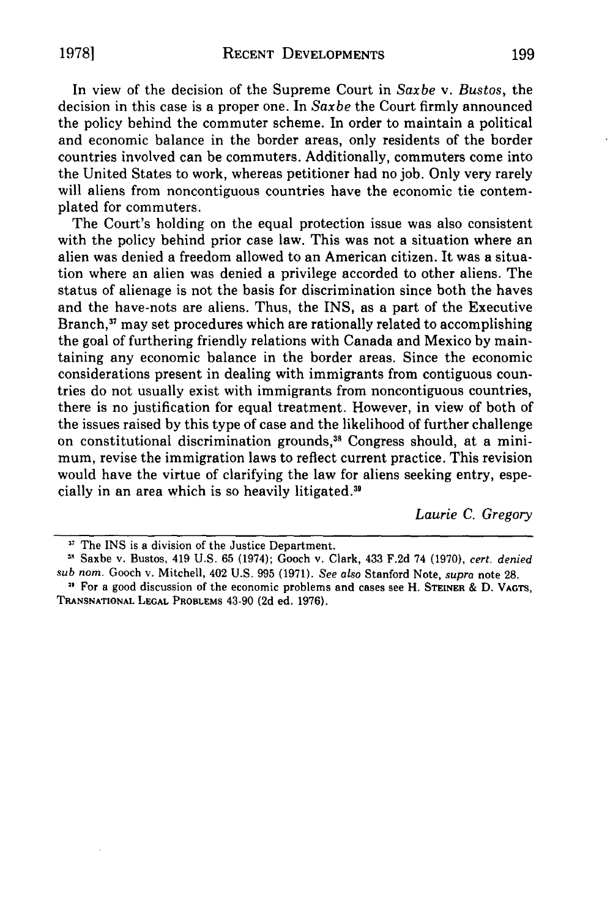In view of the decision of the Supreme Court in *Saxbe* v. *Bustos*, the decision in this case is a proper one. In *Saxbe* the Court firmly announced the policy behind the commuter scheme. In order to maintain a political and economic balance in the border areas, only residents of the border countries involved can be commuters. Additionally, commuters come into the United States to work, whereas petitioner had no job. Only very rarely will aliens from noncontiguous countries have the economic tie contemplated for commuters.

The Court's holding on the equal protection issue was also consistent with the policy behind prior case law. This was not a situation where an alien was denied a freedom allowed to an American citizen. It was a situation where an alien was denied a privilege accorded to other aliens. The status of alienage is not the basis for discrimination since both the haves and the have-nots are aliens. Thus, the INS, as a part of the Executive Branch,[37] may set procedures which are rationally related to accomplishing the goal of furthering friendly relations with Canada and Mexico by maintaining any economic balance in the border areas. Since the economic considerations present in dealing with immigrants from contiguous countries do not usually exist with immigrants from noncontiguous countries, there is no justification for equal treatment. However, in view of both of the issues raised by this type of case and the likelihood of further challenge on constitutional discrimination grounds,[38] Congress should, at a minimum, revise the immigration laws to reflect current practice. This revision would have the virtue of clarifying the law for aliens seeking entry, especially in an area which is so heavily litigated.[39]

*Laurie C. Gregory*

---

[37] The INS is a division of the Justice Department.

[38] Saxbe v. Bustos, 419 U.S. 65 (1974); Gooch v. Clark, 433 F.2d 74 (1970), *cert. denied sub nom.* Gooch v. Mitchell, 402 U.S. 995 (1971). *See also* Stanford Note, *supra* note 28.

[39] For a good discussion of the economic problems and cases see H. STEINER & D. VAGTS, TRANSNATIONAL LEGAL PROBLEMS 43-90 (2d ed. 1976).